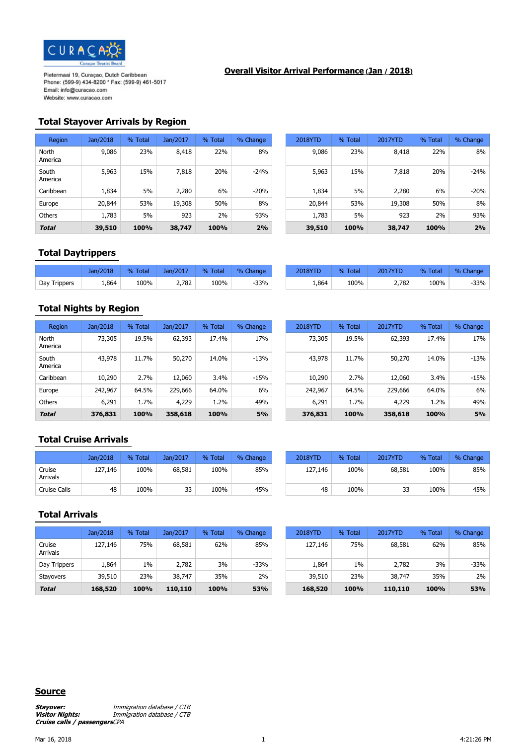Pietermaai 19, Curaçao, Dutch Caribbean
Phone: (599-9) 434-8200 * Fax: (599-9) 461-5017
Email: info@curacao.com
Website: www.curacao.com

# Overall Visitor Arrival Performance (Jan / 2018)

## Total Stayover Arrivals by Region

| Region | Jan/2018 | % Total | Jan/2017 | % Total | % Change | 2018YTD | % Total | 2017YTD | % Total | % Change |
|---|---|---|---|---|---|---|---|---|---|---|
| North America | 9,086 | 23% | 8,418 | 22% | 8% | 9,086 | 23% | 8,418 | 22% | 8% |
| South America | 5,963 | 15% | 7,818 | 20% | -24% | 5,963 | 15% | 7,818 | 20% | -24% |
| Caribbean | 1,834 | 5% | 2,280 | 6% | -20% | 1,834 | 5% | 2,280 | 6% | -20% |
| Europe | 20,844 | 53% | 19,308 | 50% | 8% | 20,844 | 53% | 19,308 | 50% | 8% |
| Others | 1,783 | 5% | 923 | 2% | 93% | 1,783 | 5% | 923 | 2% | 93% |
| ***Total*** | **39,510** | **100%** | **38,747** | **100%** | **2%** | **39,510** | **100%** | **38,747** | **100%** | **2%** |

## Total Daytrippers

| | Jan/2018 | % Total | Jan/2017 | % Total | % Change | 2018YTD | % Total | 2017YTD | % Total | % Change |
|---|---|---|---|---|---|---|---|---|---|---|
| Day Trippers | 1,864 | 100% | 2,782 | 100% | -33% | 1,864 | 100% | 2,782 | 100% | -33% |

## Total Nights by Region

| Region | Jan/2018 | % Total | Jan/2017 | % Total | % Change | 2018YTD | % Total | 2017YTD | % Total | % Change |
|---|---|---|---|---|---|---|---|---|---|---|
| North America | 73,305 | 19.5% | 62,393 | 17.4% | 17% | 73,305 | 19.5% | 62,393 | 17.4% | 17% |
| South America | 43,978 | 11.7% | 50,270 | 14.0% | -13% | 43,978 | 11.7% | 50,270 | 14.0% | -13% |
| Caribbean | 10,290 | 2.7% | 12,060 | 3.4% | -15% | 10,290 | 2.7% | 12,060 | 3.4% | -15% |
| Europe | 242,967 | 64.5% | 229,666 | 64.0% | 6% | 242,967 | 64.5% | 229,666 | 64.0% | 6% |
| Others | 6,291 | 1.7% | 4,229 | 1.2% | 49% | 6,291 | 1.7% | 4,229 | 1.2% | 49% |
| ***Total*** | **376,831** | **100%** | **358,618** | **100%** | **5%** | **376,831** | **100%** | **358,618** | **100%** | **5%** |

## Total Cruise Arrivals

| | Jan/2018 | % Total | Jan/2017 | % Total | % Change | 2018YTD | % Total | 2017YTD | % Total | % Change |
|---|---|---|---|---|---|---|---|---|---|---|
| Cruise Arrivals | 127,146 | 100% | 68,581 | 100% | 85% | 127,146 | 100% | 68,581 | 100% | 85% |
| Cruise Calls | 48 | 100% | 33 | 100% | 45% | 48 | 100% | 33 | 100% | 45% |

## Total Arrivals

| | Jan/2018 | % Total | Jan/2017 | % Total | % Change | 2018YTD | % Total | 2017YTD | % Total | % Change |
|---|---|---|---|---|---|---|---|---|---|---|
| Cruise Arrivals | 127,146 | 75% | 68,581 | 62% | 85% | 127,146 | 75% | 68,581 | 62% | 85% |
| Day Trippers | 1,864 | 1% | 2,782 | 3% | -33% | 1,864 | 1% | 2,782 | 3% | -33% |
| Stayovers | 39,510 | 23% | 38,747 | 35% | 2% | 39,510 | 23% | 38,747 | 35% | 2% |
| ***Total*** | **168,520** | **100%** | **110,110** | **100%** | **53%** | **168,520** | **100%** | **110,110** | **100%** | **53%** |

## Source

***Stayover:*** *Immigration database / CTB*
***Visitor Nights:*** *Immigration database / CTB*
***Cruise calls / passengers*** *CPA*

Mar 16, 2018 4:21:26 PM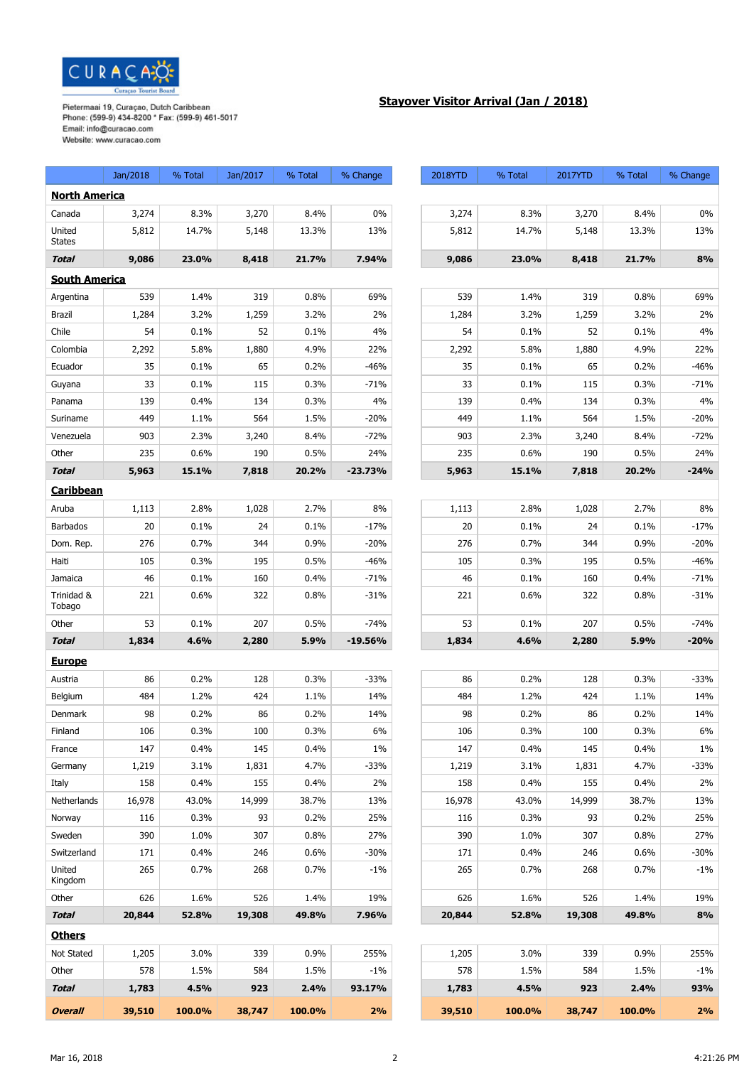Curaçao Tourist Board

Pietermaai 19, Curaçao, Dutch Caribbean
Phone: (599-9) 434-8200 * Fax: (599-9) 461-5017
Email: info@curacao.com
Website: www.curacao.com

## Stayover Visitor Arrival (Jan / 2018)

| | Jan/2018 | % Total | Jan/2017 | % Total | % Change | 2018YTD | % Total | 2017YTD | % Total | % Change |
|---|---|---|---|---|---|---|---|---|---|---|
| **North America** | | | | | | | | | | |
| Canada | 3,274 | 8.3% | 3,270 | 8.4% | 0% | 3,274 | 8.3% | 3,270 | 8.4% | 0% |
| United States | 5,812 | 14.7% | 5,148 | 13.3% | 13% | 5,812 | 14.7% | 5,148 | 13.3% | 13% |
| ***Total*** | **9,086** | **23.0%** | **8,418** | **21.7%** | **7.94%** | **9,086** | **23.0%** | **8,418** | **21.7%** | **8%** |
| **South America** | | | | | | | | | | |
| Argentina | 539 | 1.4% | 319 | 0.8% | 69% | 539 | 1.4% | 319 | 0.8% | 69% |
| Brazil | 1,284 | 3.2% | 1,259 | 3.2% | 2% | 1,284 | 3.2% | 1,259 | 3.2% | 2% |
| Chile | 54 | 0.1% | 52 | 0.1% | 4% | 54 | 0.1% | 52 | 0.1% | 4% |
| Colombia | 2,292 | 5.8% | 1,880 | 4.9% | 22% | 2,292 | 5.8% | 1,880 | 4.9% | 22% |
| Ecuador | 35 | 0.1% | 65 | 0.2% | -46% | 35 | 0.1% | 65 | 0.2% | -46% |
| Guyana | 33 | 0.1% | 115 | 0.3% | -71% | 33 | 0.1% | 115 | 0.3% | -71% |
| Panama | 139 | 0.4% | 134 | 0.3% | 4% | 139 | 0.4% | 134 | 0.3% | 4% |
| Suriname | 449 | 1.1% | 564 | 1.5% | -20% | 449 | 1.1% | 564 | 1.5% | -20% |
| Venezuela | 903 | 2.3% | 3,240 | 8.4% | -72% | 903 | 2.3% | 3,240 | 8.4% | -72% |
| Other | 235 | 0.6% | 190 | 0.5% | 24% | 235 | 0.6% | 190 | 0.5% | 24% |
| ***Total*** | **5,963** | **15.1%** | **7,818** | **20.2%** | **-23.73%** | **5,963** | **15.1%** | **7,818** | **20.2%** | **-24%** |
| **Caribbean** | | | | | | | | | | |
| Aruba | 1,113 | 2.8% | 1,028 | 2.7% | 8% | 1,113 | 2.8% | 1,028 | 2.7% | 8% |
| Barbados | 20 | 0.1% | 24 | 0.1% | -17% | 20 | 0.1% | 24 | 0.1% | -17% |
| Dom. Rep. | 276 | 0.7% | 344 | 0.9% | -20% | 276 | 0.7% | 344 | 0.9% | -20% |
| Haiti | 105 | 0.3% | 195 | 0.5% | -46% | 105 | 0.3% | 195 | 0.5% | -46% |
| Jamaica | 46 | 0.1% | 160 | 0.4% | -71% | 46 | 0.1% | 160 | 0.4% | -71% |
| Trinidad & Tobago | 221 | 0.6% | 322 | 0.8% | -31% | 221 | 0.6% | 322 | 0.8% | -31% |
| Other | 53 | 0.1% | 207 | 0.5% | -74% | 53 | 0.1% | 207 | 0.5% | -74% |
| ***Total*** | **1,834** | **4.6%** | **2,280** | **5.9%** | **-19.56%** | **1,834** | **4.6%** | **2,280** | **5.9%** | **-20%** |
| **Europe** | | | | | | | | | | |
| Austria | 86 | 0.2% | 128 | 0.3% | -33% | 86 | 0.2% | 128 | 0.3% | -33% |
| Belgium | 484 | 1.2% | 424 | 1.1% | 14% | 484 | 1.2% | 424 | 1.1% | 14% |
| Denmark | 98 | 0.2% | 86 | 0.2% | 14% | 98 | 0.2% | 86 | 0.2% | 14% |
| Finland | 106 | 0.3% | 100 | 0.3% | 6% | 106 | 0.3% | 100 | 0.3% | 6% |
| France | 147 | 0.4% | 145 | 0.4% | 1% | 147 | 0.4% | 145 | 0.4% | 1% |
| Germany | 1,219 | 3.1% | 1,831 | 4.7% | -33% | 1,219 | 3.1% | 1,831 | 4.7% | -33% |
| Italy | 158 | 0.4% | 155 | 0.4% | 2% | 158 | 0.4% | 155 | 0.4% | 2% |
| Netherlands | 16,978 | 43.0% | 14,999 | 38.7% | 13% | 16,978 | 43.0% | 14,999 | 38.7% | 13% |
| Norway | 116 | 0.3% | 93 | 0.2% | 25% | 116 | 0.3% | 93 | 0.2% | 25% |
| Sweden | 390 | 1.0% | 307 | 0.8% | 27% | 390 | 1.0% | 307 | 0.8% | 27% |
| Switzerland | 171 | 0.4% | 246 | 0.6% | -30% | 171 | 0.4% | 246 | 0.6% | -30% |
| United Kingdom | 265 | 0.7% | 268 | 0.7% | -1% | 265 | 0.7% | 268 | 0.7% | -1% |
| Other | 626 | 1.6% | 526 | 1.4% | 19% | 626 | 1.6% | 526 | 1.4% | 19% |
| ***Total*** | **20,844** | **52.8%** | **19,308** | **49.8%** | **7.96%** | **20,844** | **52.8%** | **19,308** | **49.8%** | **8%** |
| **Others** | | | | | | | | | | |
| Not Stated | 1,205 | 3.0% | 339 | 0.9% | 255% | 1,205 | 3.0% | 339 | 0.9% | 255% |
| Other | 578 | 1.5% | 584 | 1.5% | -1% | 578 | 1.5% | 584 | 1.5% | -1% |
| ***Total*** | **1,783** | **4.5%** | **923** | **2.4%** | **93.17%** | **1,783** | **4.5%** | **923** | **2.4%** | **93%** |
| ***Overall*** | **39,510** | **100.0%** | **38,747** | **100.0%** | **2%** | **39,510** | **100.0%** | **38,747** | **100.0%** | **2%** |

Mar 16, 2018 4:21:26 PM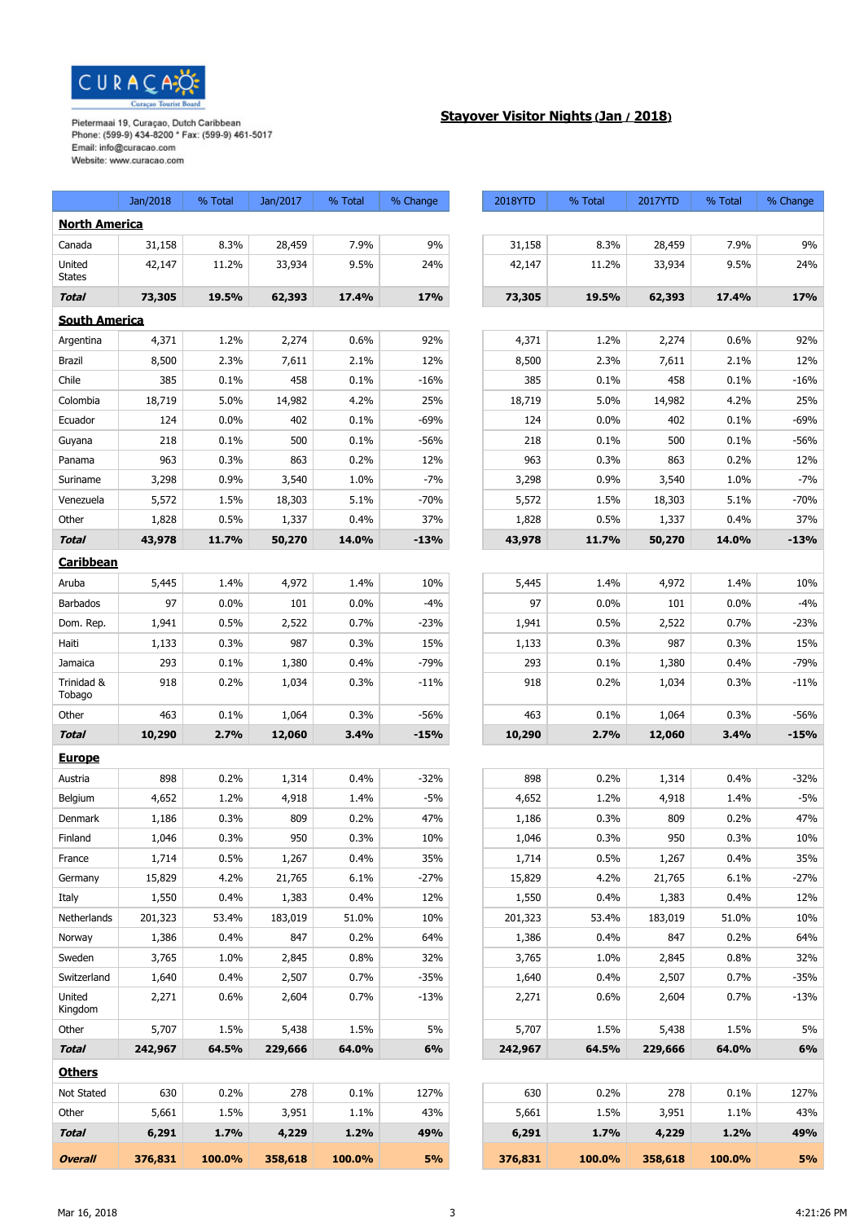Curaçao Tourist Board

Pietermaai 19, Curaçao, Dutch Caribbean
Phone: (599-9) 434-8200 * Fax: (599-9) 461-5017
Email: info@curacao.com
Website: www.curacao.com

## Stayover Visitor Nights (Jan / 2018)

| | Jan/2018 | % Total | Jan/2017 | % Total | % Change | 2018YTD | % Total | 2017YTD | % Total | % Change |
|---|---|---|---|---|---|---|---|---|---|---|
| **North America** | | | | | | | | | | |
| Canada | 31,158 | 8.3% | 28,459 | 7.9% | 9% | 31,158 | 8.3% | 28,459 | 7.9% | 9% |
| United States | 42,147 | 11.2% | 33,934 | 9.5% | 24% | 42,147 | 11.2% | 33,934 | 9.5% | 24% |
| ***Total*** | **73,305** | **19.5%** | **62,393** | **17.4%** | **17%** | **73,305** | **19.5%** | **62,393** | **17.4%** | **17%** |
| **South America** | | | | | | | | | | |
| Argentina | 4,371 | 1.2% | 2,274 | 0.6% | 92% | 4,371 | 1.2% | 2,274 | 0.6% | 92% |
| Brazil | 8,500 | 2.3% | 7,611 | 2.1% | 12% | 8,500 | 2.3% | 7,611 | 2.1% | 12% |
| Chile | 385 | 0.1% | 458 | 0.1% | -16% | 385 | 0.1% | 458 | 0.1% | -16% |
| Colombia | 18,719 | 5.0% | 14,982 | 4.2% | 25% | 18,719 | 5.0% | 14,982 | 4.2% | 25% |
| Ecuador | 124 | 0.0% | 402 | 0.1% | -69% | 124 | 0.0% | 402 | 0.1% | -69% |
| Guyana | 218 | 0.1% | 500 | 0.1% | -56% | 218 | 0.1% | 500 | 0.1% | -56% |
| Panama | 963 | 0.3% | 863 | 0.2% | 12% | 963 | 0.3% | 863 | 0.2% | 12% |
| Suriname | 3,298 | 0.9% | 3,540 | 1.0% | -7% | 3,298 | 0.9% | 3,540 | 1.0% | -7% |
| Venezuela | 5,572 | 1.5% | 18,303 | 5.1% | -70% | 5,572 | 1.5% | 18,303 | 5.1% | -70% |
| Other | 1,828 | 0.5% | 1,337 | 0.4% | 37% | 1,828 | 0.5% | 1,337 | 0.4% | 37% |
| ***Total*** | **43,978** | **11.7%** | **50,270** | **14.0%** | **-13%** | **43,978** | **11.7%** | **50,270** | **14.0%** | **-13%** |
| **Caribbean** | | | | | | | | | | |
| Aruba | 5,445 | 1.4% | 4,972 | 1.4% | 10% | 5,445 | 1.4% | 4,972 | 1.4% | 10% |
| Barbados | 97 | 0.0% | 101 | 0.0% | -4% | 97 | 0.0% | 101 | 0.0% | -4% |
| Dom. Rep. | 1,941 | 0.5% | 2,522 | 0.7% | -23% | 1,941 | 0.5% | 2,522 | 0.7% | -23% |
| Haiti | 1,133 | 0.3% | 987 | 0.3% | 15% | 1,133 | 0.3% | 987 | 0.3% | 15% |
| Jamaica | 293 | 0.1% | 1,380 | 0.4% | -79% | 293 | 0.1% | 1,380 | 0.4% | -79% |
| Trinidad & Tobago | 918 | 0.2% | 1,034 | 0.3% | -11% | 918 | 0.2% | 1,034 | 0.3% | -11% |
| Other | 463 | 0.1% | 1,064 | 0.3% | -56% | 463 | 0.1% | 1,064 | 0.3% | -56% |
| ***Total*** | **10,290** | **2.7%** | **12,060** | **3.4%** | **-15%** | **10,290** | **2.7%** | **12,060** | **3.4%** | **-15%** |
| **Europe** | | | | | | | | | | |
| Austria | 898 | 0.2% | 1,314 | 0.4% | -32% | 898 | 0.2% | 1,314 | 0.4% | -32% |
| Belgium | 4,652 | 1.2% | 4,918 | 1.4% | -5% | 4,652 | 1.2% | 4,918 | 1.4% | -5% |
| Denmark | 1,186 | 0.3% | 809 | 0.2% | 47% | 1,186 | 0.3% | 809 | 0.2% | 47% |
| Finland | 1,046 | 0.3% | 950 | 0.3% | 10% | 1,046 | 0.3% | 950 | 0.3% | 10% |
| France | 1,714 | 0.5% | 1,267 | 0.4% | 35% | 1,714 | 0.5% | 1,267 | 0.4% | 35% |
| Germany | 15,829 | 4.2% | 21,765 | 6.1% | -27% | 15,829 | 4.2% | 21,765 | 6.1% | -27% |
| Italy | 1,550 | 0.4% | 1,383 | 0.4% | 12% | 1,550 | 0.4% | 1,383 | 0.4% | 12% |
| Netherlands | 201,323 | 53.4% | 183,019 | 51.0% | 10% | 201,323 | 53.4% | 183,019 | 51.0% | 10% |
| Norway | 1,386 | 0.4% | 847 | 0.2% | 64% | 1,386 | 0.4% | 847 | 0.2% | 64% |
| Sweden | 3,765 | 1.0% | 2,845 | 0.8% | 32% | 3,765 | 1.0% | 2,845 | 0.8% | 32% |
| Switzerland | 1,640 | 0.4% | 2,507 | 0.7% | -35% | 1,640 | 0.4% | 2,507 | 0.7% | -35% |
| United Kingdom | 2,271 | 0.6% | 2,604 | 0.7% | -13% | 2,271 | 0.6% | 2,604 | 0.7% | -13% |
| Other | 5,707 | 1.5% | 5,438 | 1.5% | 5% | 5,707 | 1.5% | 5,438 | 1.5% | 5% |
| ***Total*** | **242,967** | **64.5%** | **229,666** | **64.0%** | **6%** | **242,967** | **64.5%** | **229,666** | **64.0%** | **6%** |
| **Others** | | | | | | | | | | |
| Not Stated | 630 | 0.2% | 278 | 0.1% | 127% | 630 | 0.2% | 278 | 0.1% | 127% |
| Other | 5,661 | 1.5% | 3,951 | 1.1% | 43% | 5,661 | 1.5% | 3,951 | 1.1% | 43% |
| ***Total*** | **6,291** | **1.7%** | **4,229** | **1.2%** | **49%** | **6,291** | **1.7%** | **4,229** | **1.2%** | **49%** |
| ***Overall*** | **376,831** | **100.0%** | **358,618** | **100.0%** | **5%** | **376,831** | **100.0%** | **358,618** | **100.0%** | **5%** |

Mar 16, 2018 4:21:26 PM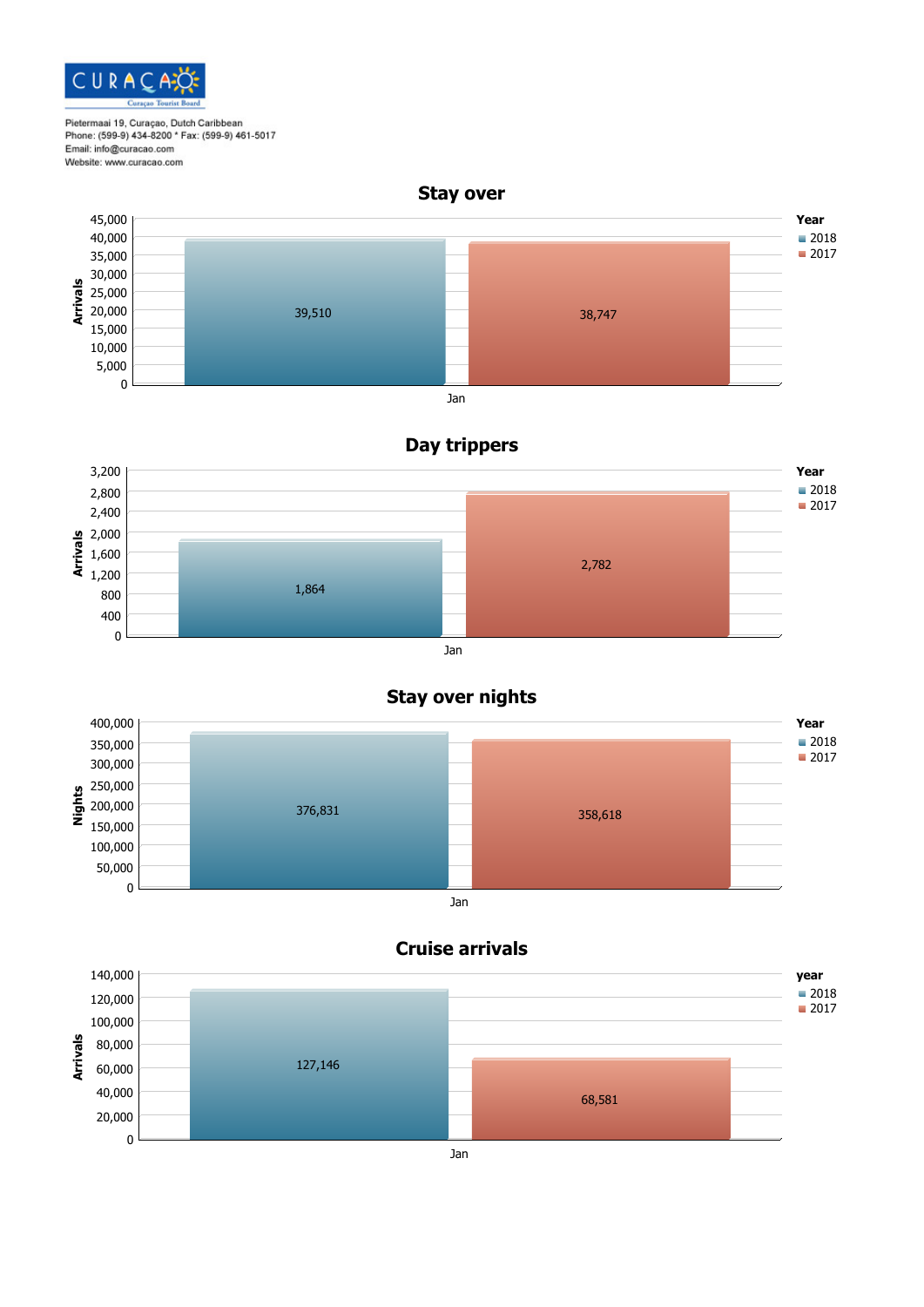CURAÇAO
Curaçao Tourist Board

Pietermaai 19, Curaçao, Dutch Caribbean
Phone: (599-9) 434-8200 * Fax: (599-9) 461-5017
Email: info@curacao.com
Website: www.curacao.com

## Stay over

Arrivals
45,000
40,000
35,000
30,000
25,000
20,000
15,000
10,000
5,000
0

39,510
38,747
Jan

Year
2018
2017

## Day trippers

Arrivals
3,200
2,800
2,400
2,000
1,600
1,200
800
400
0

1,864
2,782
Jan

Year
2018
2017

## Stay over nights

Nights
400,000
350,000
300,000
250,000
200,000
150,000
100,000
50,000
0

376,831
358,618
Jan

Year
2018
2017

## Cruise arrivals

Arrivals
140,000
120,000
100,000
80,000
60,000
40,000
20,000
0

127,146
68,581
Jan

year
2018
2017